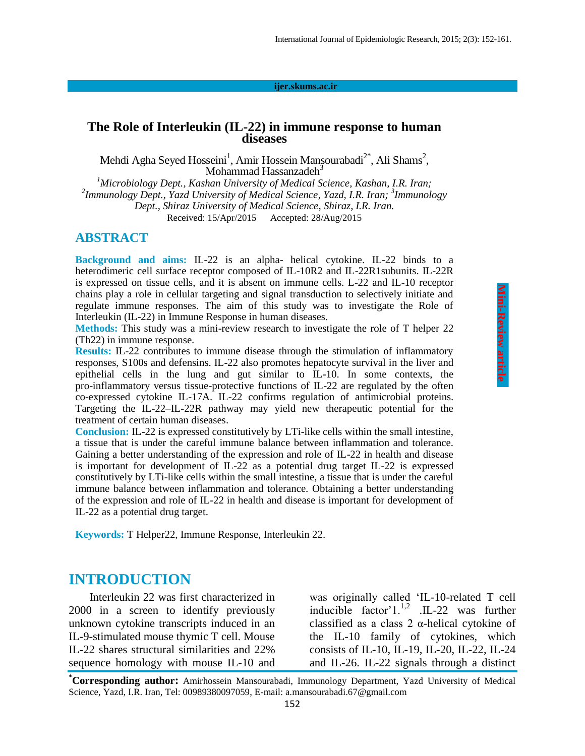ijer.skums.ac.ir

# The Role of Interleukin (IL-22) in immune response to human diseases

Mehdi Agha Seyed Hosseini[1], Amir Hossein Mansourabadi[2*], Ali Shams[2], Mohammad Hassanzadeh[3]

[1]*Microbiology Dept., Kashan University of Medical Science, Kashan, I.R. Iran;* [2]*Immunology Dept., Yazd University of Medical Science, Yazd, I.R. Iran;* [3]*Immunology Dept., Shiraz University of Medical Science, Shiraz, I.R. Iran.*

Received: 15/Apr/2015 Accepted: 28/Aug/2015

Mini-Review article

## ABSTRACT

**Background and aims:** IL-22 is an alpha- helical cytokine. IL-22 binds to a heterodimeric cell surface receptor composed of IL-10R2 and IL-22R1subunits. IL-22R is expressed on tissue cells, and it is absent on immune cells. L-22 and IL-10 receptor chains play a role in cellular targeting and signal transduction to selectively initiate and regulate immune responses. The aim of this study was to investigate the Role of Interleukin (IL-22) in Immune Response in human diseases.

**Methods:** This study was a mini-review research to investigate the role of T helper 22 (Th22) in immune response.

**Results:** IL-22 contributes to immune disease through the stimulation of inflammatory responses, S100s and defensins. IL-22 also promotes hepatocyte survival in the liver and epithelial cells in the lung and gut similar to IL-10. In some contexts, the pro-inflammatory versus tissue-protective functions of IL-22 are regulated by the often co-expressed cytokine IL-17A. IL-22 confirms regulation of antimicrobial proteins. Targeting the IL-22–IL-22R pathway may yield new therapeutic potential for the treatment of certain human diseases.

**Conclusion:** IL-22 is expressed constitutively by LTi-like cells within the small intestine, a tissue that is under the careful immune balance between inflammation and tolerance. Gaining a better understanding of the expression and role of IL-22 in health and disease is important for development of IL-22 as a potential drug target IL-22 is expressed constitutively by LTi-like cells within the small intestine, a tissue that is under the careful immune balance between inflammation and tolerance. Obtaining a better understanding of the expression and role of IL-22 in health and disease is important for development of IL-22 as a potential drug target.

**Keywords:** T Helper22, Immune Response, Interleukin 22.

## INTRODUCTION

Interleukin 22 was first characterized in 2000 in a screen to identify previously unknown cytokine transcripts induced in an IL-9-stimulated mouse thymic T cell. Mouse IL-22 shares structural similarities and 22% sequence homology with mouse IL-10 and was originally called 'IL-10-related T cell inducible factor'1.[1,2] .IL-22 was further classified as a class 2 α-helical cytokine of the IL-10 family of cytokines, which consists of IL-10, IL-19, IL-20, IL-22, IL-24 and IL-26. IL-22 signals through a distinct

*Corresponding author:** Amirhossein Mansourabadi, Immunology Department, Yazd University of Medical Science, Yazd, I.R. Iran, Tel: 00989380097059, E-mail: a.mansourabadi.67@gmail.com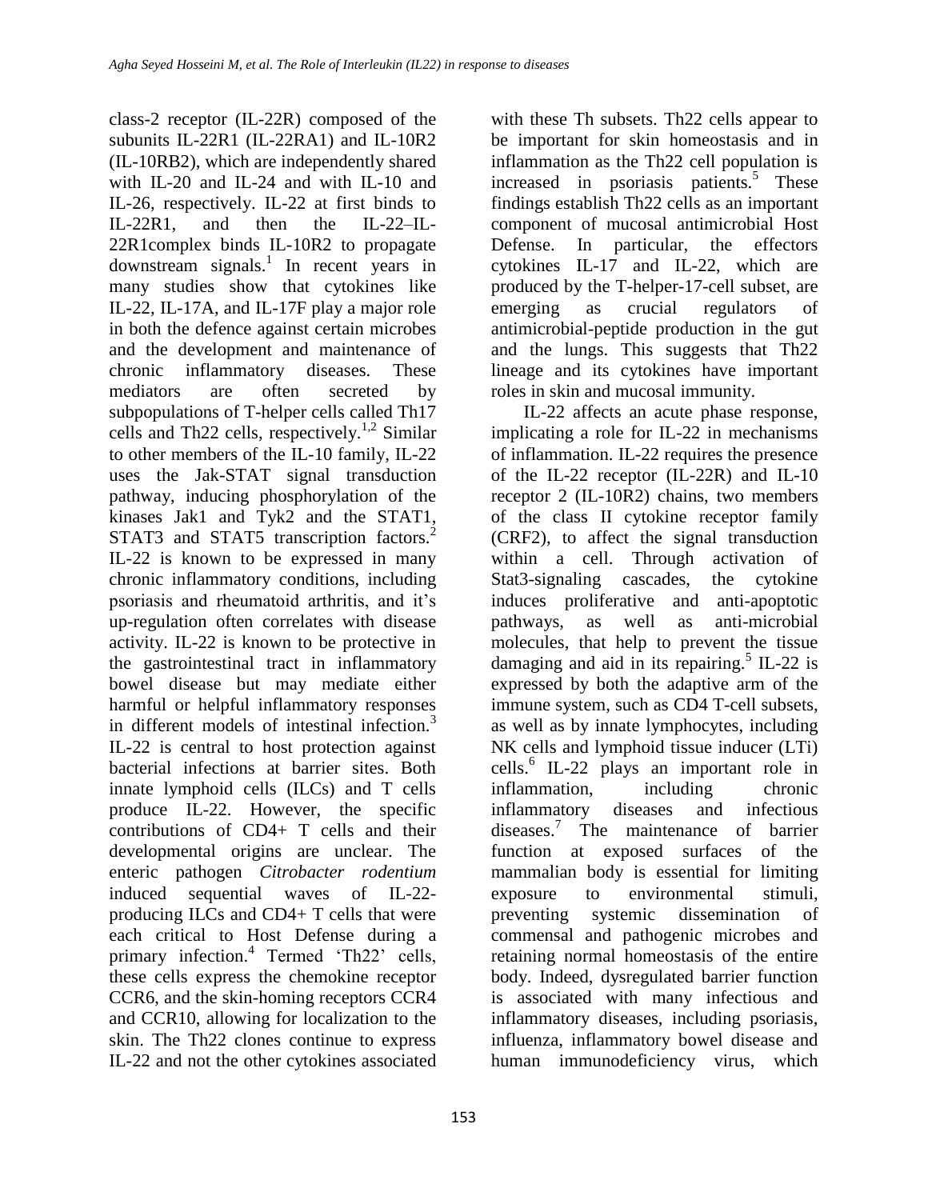class-2 receptor (IL-22R) composed of the subunits IL-22R1 (IL-22RA1) and IL-10R2 (IL-10RB2), which are independently shared with IL-20 and IL-24 and with IL-10 and IL-26, respectively. IL-22 at first binds to IL-22R1, and then the IL-22–IL-22R1complex binds IL-10R2 to propagate downstream signals.[1] In recent years in many studies show that cytokines like IL-22, IL-17A, and IL-17F play a major role in both the defence against certain microbes and the development and maintenance of chronic inflammatory diseases. These mediators are often secreted by subpopulations of T-helper cells called Th17 cells and Th22 cells, respectively.[1,2] Similar to other members of the IL-10 family, IL-22 uses the Jak-STAT signal transduction pathway, inducing phosphorylation of the kinases Jak1 and Tyk2 and the STAT1, STAT3 and STAT5 transcription factors.[2] IL-22 is known to be expressed in many chronic inflammatory conditions, including psoriasis and rheumatoid arthritis, and it's up-regulation often correlates with disease activity. IL-22 is known to be protective in the gastrointestinal tract in inflammatory bowel disease but may mediate either harmful or helpful inflammatory responses in different models of intestinal infection.[3] IL-22 is central to host protection against bacterial infections at barrier sites. Both innate lymphoid cells (ILCs) and T cells produce IL-22. However, the specific contributions of CD4+ T cells and their developmental origins are unclear. The enteric pathogen *Citrobacter rodentium* induced sequential waves of IL-22-producing ILCs and CD4+ T cells that were each critical to Host Defense during a primary infection.[4] Termed 'Th22' cells, these cells express the chemokine receptor CCR6, and the skin-homing receptors CCR4 and CCR10, allowing for localization to the skin. The Th22 clones continue to express IL-22 and not the other cytokines associated with these Th subsets. Th22 cells appear to be important for skin homeostasis and in inflammation as the Th22 cell population is increased in psoriasis patients.[5] These findings establish Th22 cells as an important component of mucosal antimicrobial Host Defense. In particular, the effectors cytokines IL-17 and IL-22, which are produced by the T-helper-17-cell subset, are emerging as crucial regulators of antimicrobial-peptide production in the gut and the lungs. This suggests that Th22 lineage and its cytokines have important roles in skin and mucosal immunity.

IL-22 affects an acute phase response, implicating a role for IL-22 in mechanisms of inflammation. IL-22 requires the presence of the IL-22 receptor (IL-22R) and IL-10 receptor 2 (IL-10R2) chains, two members of the class II cytokine receptor family (CRF2), to affect the signal transduction within a cell. Through activation of Stat3-signaling cascades, the cytokine induces proliferative and anti-apoptotic pathways, as well as anti-microbial molecules, that help to prevent the tissue damaging and aid in its repairing.[5] IL-22 is expressed by both the adaptive arm of the immune system, such as CD4 T-cell subsets, as well as by innate lymphocytes, including NK cells and lymphoid tissue inducer (LTi) cells.[6] IL-22 plays an important role in inflammation, including chronic inflammatory diseases and infectious diseases.[7] The maintenance of barrier function at exposed surfaces of the mammalian body is essential for limiting exposure to environmental stimuli, preventing systemic dissemination of commensal and pathogenic microbes and retaining normal homeostasis of the entire body. Indeed, dysregulated barrier function is associated with many infectious and inflammatory diseases, including psoriasis, influenza, inflammatory bowel disease and human immunodeficiency virus, which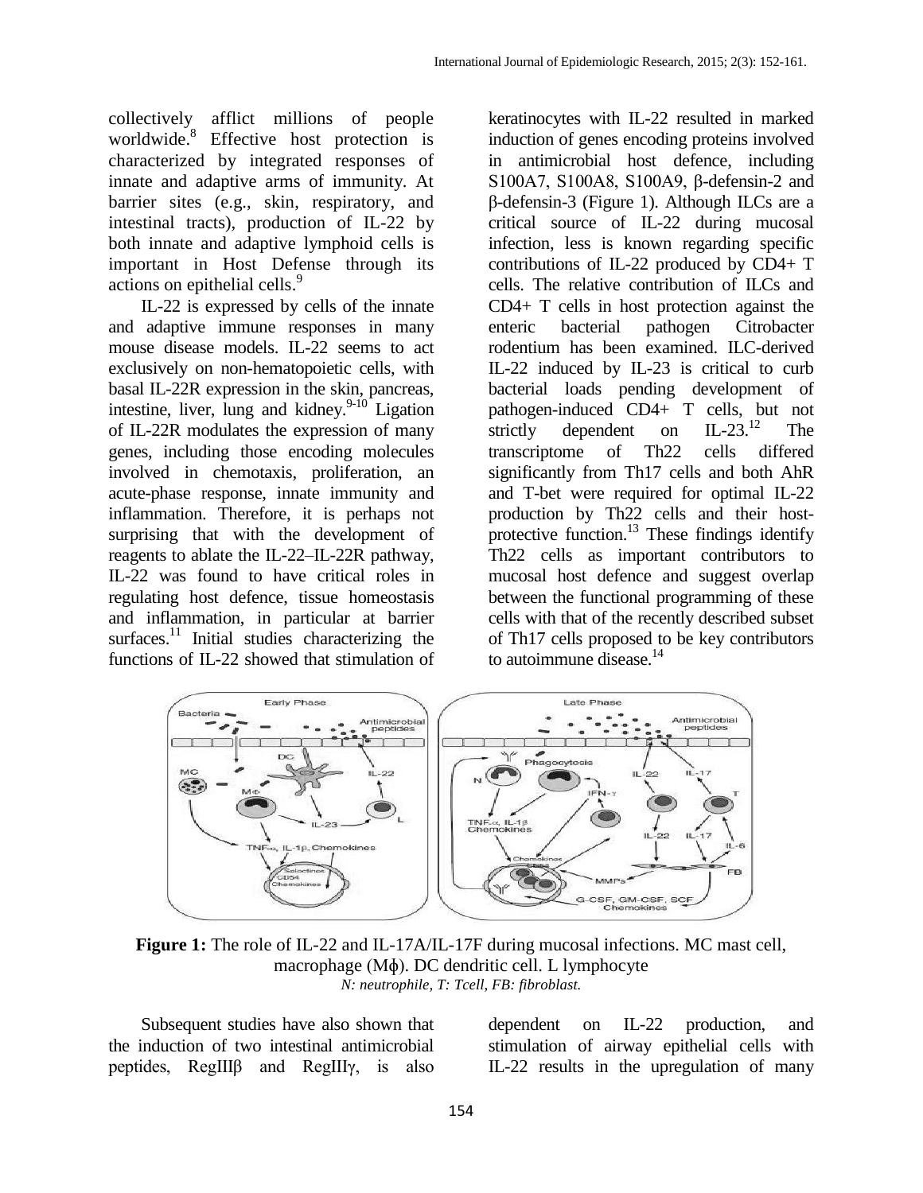collectively afflict millions of people worldwide.[8] Effective host protection is characterized by integrated responses of innate and adaptive arms of immunity. At barrier sites (e.g., skin, respiratory, and intestinal tracts), production of IL-22 by both innate and adaptive lymphoid cells is important in Host Defense through its actions on epithelial cells.[9]

IL-22 is expressed by cells of the innate and adaptive immune responses in many mouse disease models. IL-22 seems to act exclusively on non-hematopoietic cells, with basal IL-22R expression in the skin, pancreas, intestine, liver, lung and kidney.[9-10] Ligation of IL-22R modulates the expression of many genes, including those encoding molecules involved in chemotaxis, proliferation, an acute-phase response, innate immunity and inflammation. Therefore, it is perhaps not surprising that with the development of reagents to ablate the IL-22–IL-22R pathway, IL-22 was found to have critical roles in regulating host defence, tissue homeostasis and inflammation, in particular at barrier surfaces.[11] Initial studies characterizing the functions of IL-22 showed that stimulation of keratinocytes with IL-22 resulted in marked induction of genes encoding proteins involved in antimicrobial host defence, including S100A7, S100A8, S100A9, β-defensin-2 and β-defensin-3 (Figure 1). Although ILCs are a critical source of IL-22 during mucosal infection, less is known regarding specific contributions of IL-22 produced by CD4+ T cells. The relative contribution of ILCs and CD4+ T cells in host protection against the enteric bacterial pathogen Citrobacter rodentium has been examined. ILC-derived IL-22 induced by IL-23 is critical to curb bacterial loads pending development of pathogen-induced CD4+ T cells, but not strictly dependent on IL-23.[12] The transcriptome of Th22 cells differed significantly from Th17 cells and both AhR and T-bet were required for optimal IL-22 production by Th22 cells and their host-protective function.[13] These findings identify Th22 cells as important contributors to mucosal host defence and suggest overlap between the functional programming of these cells with that of the recently described subset of Th17 cells proposed to be key contributors to autoimmune disease.[14]

**Figure 1:** The role of IL-22 and IL-17A/IL-17F during mucosal infections. MC mast cell, macrophage (Mϕ). DC dendritic cell. L lymphocyte
*N: neutrophile, T: Tcell, FB: fibroblast.*

Subsequent studies have also shown that the induction of two intestinal antimicrobial peptides, RegIIIβ and RegIIIγ, is also dependent on IL-22 production, and stimulation of airway epithelial cells with IL-22 results in the upregulation of many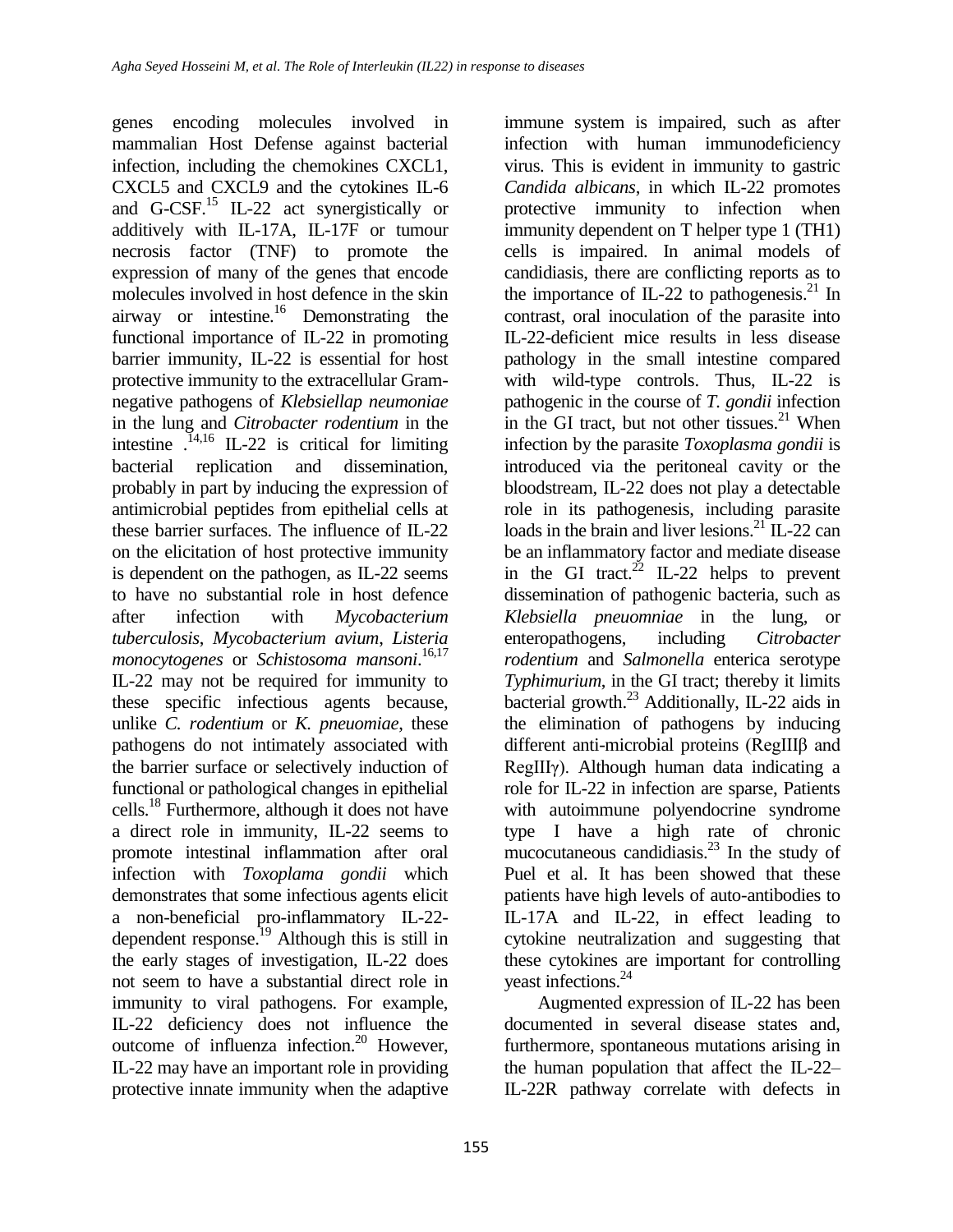genes encoding molecules involved in mammalian Host Defense against bacterial infection, including the chemokines CXCL1, CXCL5 and CXCL9 and the cytokines IL-6 and G-CSF.[15] IL-22 act synergistically or additively with IL-17A, IL-17F or tumour necrosis factor (TNF) to promote the expression of many of the genes that encode molecules involved in host defence in the skin airway or intestine.[16] Demonstrating the functional importance of IL-22 in promoting barrier immunity, IL-22 is essential for host protective immunity to the extracellular Gram-negative pathogens of *Klebsiellap neumoniae* in the lung and *Citrobacter rodentium* in the intestine .[14,16] IL-22 is critical for limiting bacterial replication and dissemination, probably in part by inducing the expression of antimicrobial peptides from epithelial cells at these barrier surfaces. The influence of IL-22 on the elicitation of host protective immunity is dependent on the pathogen, as IL-22 seems to have no substantial role in host defence after infection with *Mycobacterium tuberculosis*, *Mycobacterium avium*, *Listeria monocytogenes* or *Schistosoma mansoni*.[16,17] IL-22 may not be required for immunity to these specific infectious agents because, unlike *C. rodentium* or *K. pneuomiae*, these pathogens do not intimately associated with the barrier surface or selectively induction of functional or pathological changes in epithelial cells.[18] Furthermore, although it does not have a direct role in immunity, IL-22 seems to promote intestinal inflammation after oral infection with *Toxoplama gondii* which demonstrates that some infectious agents elicit a non-beneficial pro-inflammatory IL-22-dependent response.[19] Although this is still in the early stages of investigation, IL-22 does not seem to have a substantial direct role in immunity to viral pathogens. For example, IL-22 deficiency does not influence the outcome of influenza infection.[20] However, IL-22 may have an important role in providing protective innate immunity when the adaptive immune system is impaired, such as after infection with human immunodeficiency virus. This is evident in immunity to gastric *Candida albicans*, in which IL-22 promotes protective immunity to infection when immunity dependent on T helper type 1 (TH1) cells is impaired. In animal models of candidiasis, there are conflicting reports as to the importance of IL-22 to pathogenesis.[21] In contrast, oral inoculation of the parasite into IL-22-deficient mice results in less disease pathology in the small intestine compared with wild-type controls. Thus, IL-22 is pathogenic in the course of *T. gondii* infection in the GI tract, but not other tissues.[21] When infection by the parasite *Toxoplasma gondii* is introduced via the peritoneal cavity or the bloodstream, IL-22 does not play a detectable role in its pathogenesis, including parasite loads in the brain and liver lesions.[21] IL-22 can be an inflammatory factor and mediate disease in the GI tract.[22] IL-22 helps to prevent dissemination of pathogenic bacteria, such as *Klebsiella pneuomniae* in the lung, or enteropathogens, including *Citrobacter rodentium* and *Salmonella* enterica serotype *Typhimurium*, in the GI tract; thereby it limits bacterial growth.[23] Additionally, IL-22 aids in the elimination of pathogens by inducing different anti-microbial proteins (RegIIIβ and RegIIIγ). Although human data indicating a role for IL-22 in infection are sparse, Patients with autoimmune polyendocrine syndrome type I have a high rate of chronic mucocutaneous candidiasis.[23] In the study of Puel et al. It has been showed that these patients have high levels of auto-antibodies to IL-17A and IL-22, in effect leading to cytokine neutralization and suggesting that these cytokines are important for controlling yeast infections.[24]

Augmented expression of IL-22 has been documented in several disease states and, furthermore, spontaneous mutations arising in the human population that affect the IL-22–IL-22R pathway correlate with defects in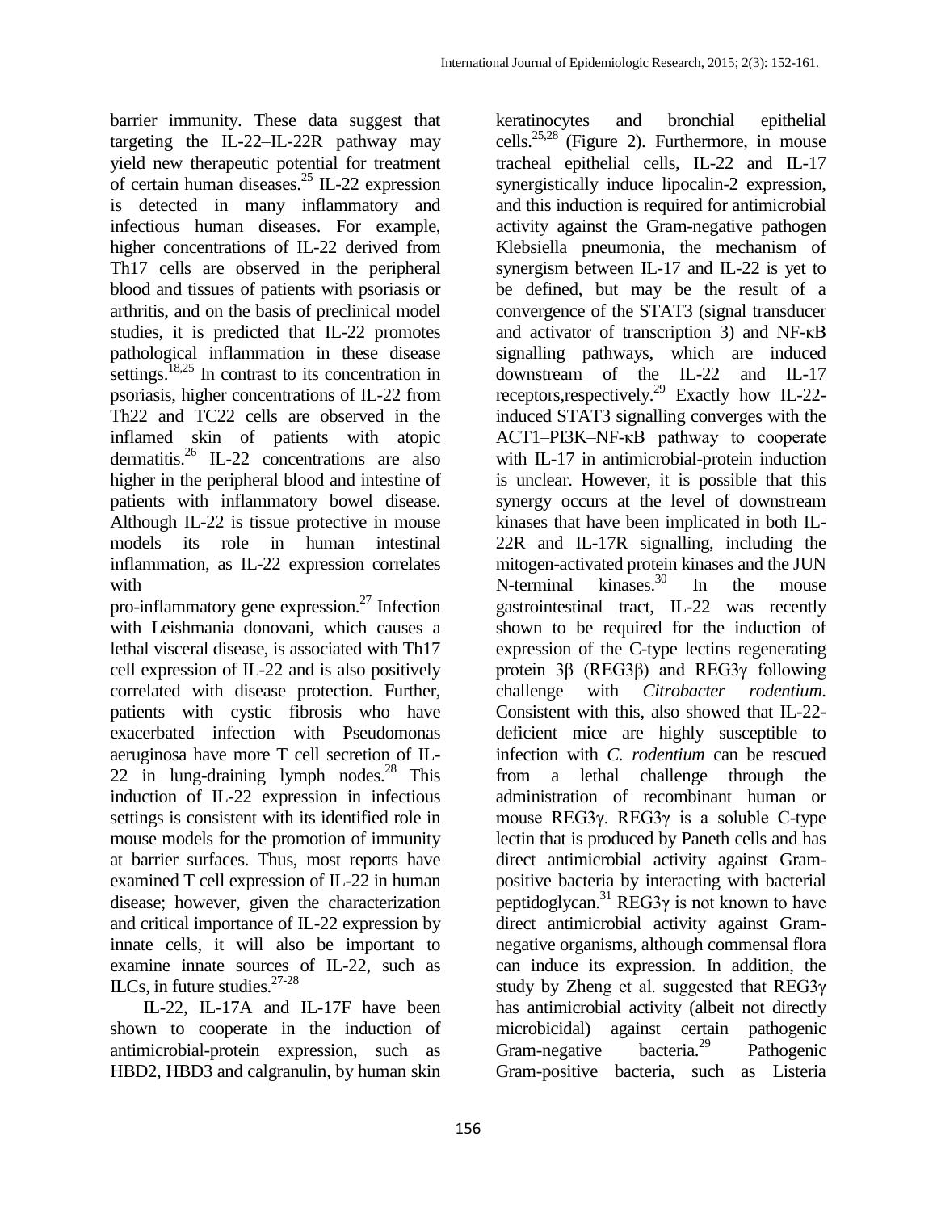barrier immunity. These data suggest that targeting the IL-22–IL-22R pathway may yield new therapeutic potential for treatment of certain human diseases.[25] IL-22 expression is detected in many inflammatory and infectious human diseases. For example, higher concentrations of IL-22 derived from Th17 cells are observed in the peripheral blood and tissues of patients with psoriasis or arthritis, and on the basis of preclinical model studies, it is predicted that IL-22 promotes pathological inflammation in these disease settings.[18,25] In contrast to its concentration in psoriasis, higher concentrations of IL-22 from Th22 and TC22 cells are observed in the inflamed skin of patients with atopic dermatitis.[26] IL-22 concentrations are also higher in the peripheral blood and intestine of patients with inflammatory bowel disease. Although IL-22 is tissue protective in mouse models its role in human intestinal inflammation, as IL-22 expression correlates with pro-inflammatory gene expression.[27] Infection with Leishmania donovani, which causes a lethal visceral disease, is associated with Th17 cell expression of IL-22 and is also positively correlated with disease protection. Further, patients with cystic fibrosis who have exacerbated infection with Pseudomonas aeruginosa have more T cell secretion of IL-22 in lung-draining lymph nodes.[28] This induction of IL-22 expression in infectious settings is consistent with its identified role in mouse models for the promotion of immunity at barrier surfaces. Thus, most reports have examined T cell expression of IL-22 in human disease; however, given the characterization and critical importance of IL-22 expression by innate cells, it will also be important to examine innate sources of IL-22, such as ILCs, in future studies.[27-28]

IL-22, IL-17A and IL-17F have been shown to cooperate in the induction of antimicrobial-protein expression, such as HBD2, HBD3 and calgranulin, by human skin keratinocytes and bronchial epithelial cells.[25,28] (Figure 2). Furthermore, in mouse tracheal epithelial cells, IL-22 and IL-17 synergistically induce lipocalin-2 expression, and this induction is required for antimicrobial activity against the Gram-negative pathogen Klebsiella pneumonia, the mechanism of synergism between IL-17 and IL-22 is yet to be defined, but may be the result of a convergence of the STAT3 (signal transducer and activator of transcription 3) and NF-κB signalling pathways, which are induced downstream of the IL-22 and IL-17 receptors,respectively.[29] Exactly how IL-22-induced STAT3 signalling converges with the ACT1–PI3K–NF-κB pathway to cooperate with IL-17 in antimicrobial-protein induction is unclear. However, it is possible that this synergy occurs at the level of downstream kinases that have been implicated in both IL-22R and IL-17R signalling, including the mitogen-activated protein kinases and the JUN N-terminal kinases.[30] In the mouse gastrointestinal tract, IL-22 was recently shown to be required for the induction of expression of the C-type lectins regenerating protein 3β (REG3β) and REG3γ following challenge with *Citrobacter rodentium*. Consistent with this, also showed that IL-22-deficient mice are highly susceptible to infection with *C. rodentium* can be rescued from a lethal challenge through the administration of recombinant human or mouse REG3γ. REG3γ is a soluble C-type lectin that is produced by Paneth cells and has direct antimicrobial activity against Gram-positive bacteria by interacting with bacterial peptidoglycan.[31] REG3γ is not known to have direct antimicrobial activity against Gram-negative organisms, although commensal flora can induce its expression. In addition, the study by Zheng et al. suggested that REG3γ has antimicrobial activity (albeit not directly microbicidal) against certain pathogenic Gram-negative bacteria.[29] Pathogenic Gram-positive bacteria, such as Listeria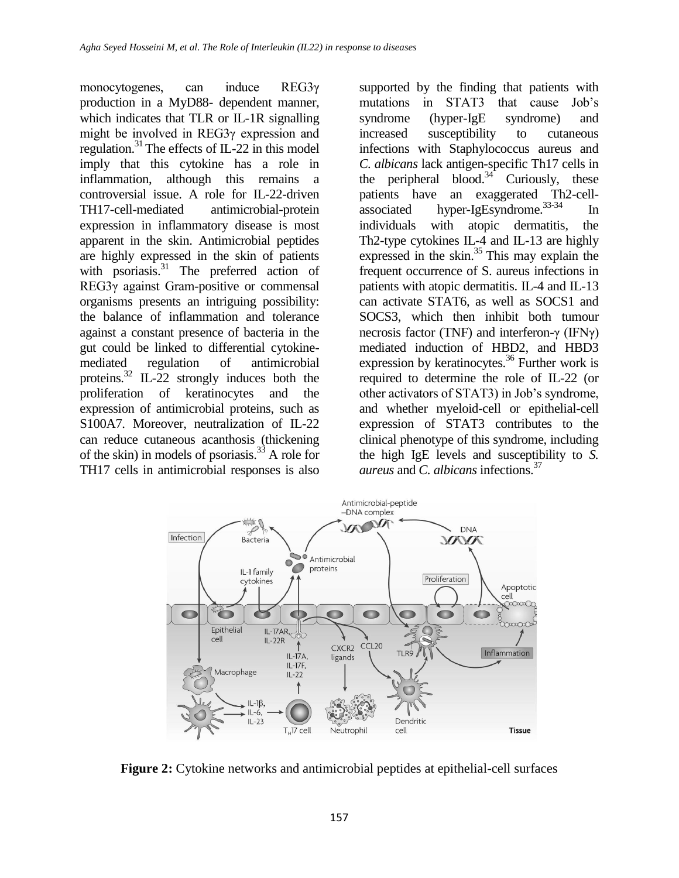monocytogenes, can induce REG3γ production in a MyD88- dependent manner, which indicates that TLR or IL-1R signalling might be involved in REG3γ expression and regulation.[31] The effects of IL-22 in this model imply that this cytokine has a role in inflammation, although this remains a controversial issue. A role for IL-22-driven TH17-cell-mediated antimicrobial-protein expression in inflammatory disease is most apparent in the skin. Antimicrobial peptides are highly expressed in the skin of patients with psoriasis.[31] The preferred action of REG3γ against Gram-positive or commensal organisms presents an intriguing possibility: the balance of inflammation and tolerance against a constant presence of bacteria in the gut could be linked to differential cytokine-mediated regulation of antimicrobial proteins.[32] IL-22 strongly induces both the proliferation of keratinocytes and the expression of antimicrobial proteins, such as S100A7. Moreover, neutralization of IL-22 can reduce cutaneous acanthosis (thickening of the skin) in models of psoriasis.[33] A role for TH17 cells in antimicrobial responses is also supported by the finding that patients with mutations in STAT3 that cause Job's syndrome (hyper-IgE syndrome) and increased susceptibility to cutaneous infections with Staphylococcus aureus and *C. albicans* lack antigen-specific Th17 cells in the peripheral blood.[34] Curiously, these patients have an exaggerated Th2-cell-associated hyper-IgEsyndrome.[33-34] In individuals with atopic dermatitis, the Th2-type cytokines IL-4 and IL-13 are highly expressed in the skin.[35] This may explain the frequent occurrence of S. aureus infections in patients with atopic dermatitis. IL-4 and IL-13 can activate STAT6, as well as SOCS1 and SOCS3, which then inhibit both tumour necrosis factor (TNF) and interferon-γ (IFNγ) mediated induction of HBD2, and HBD3 expression by keratinocytes.[36] Further work is required to determine the role of IL-22 (or other activators of STAT3) in Job's syndrome, and whether myeloid-cell or epithelial-cell expression of STAT3 contributes to the clinical phenotype of this syndrome, including the high IgE levels and susceptibility to *S. aureus* and *C. albicans* infections.[37]

**Figure 2:** Cytokine networks and antimicrobial peptides at epithelial-cell surfaces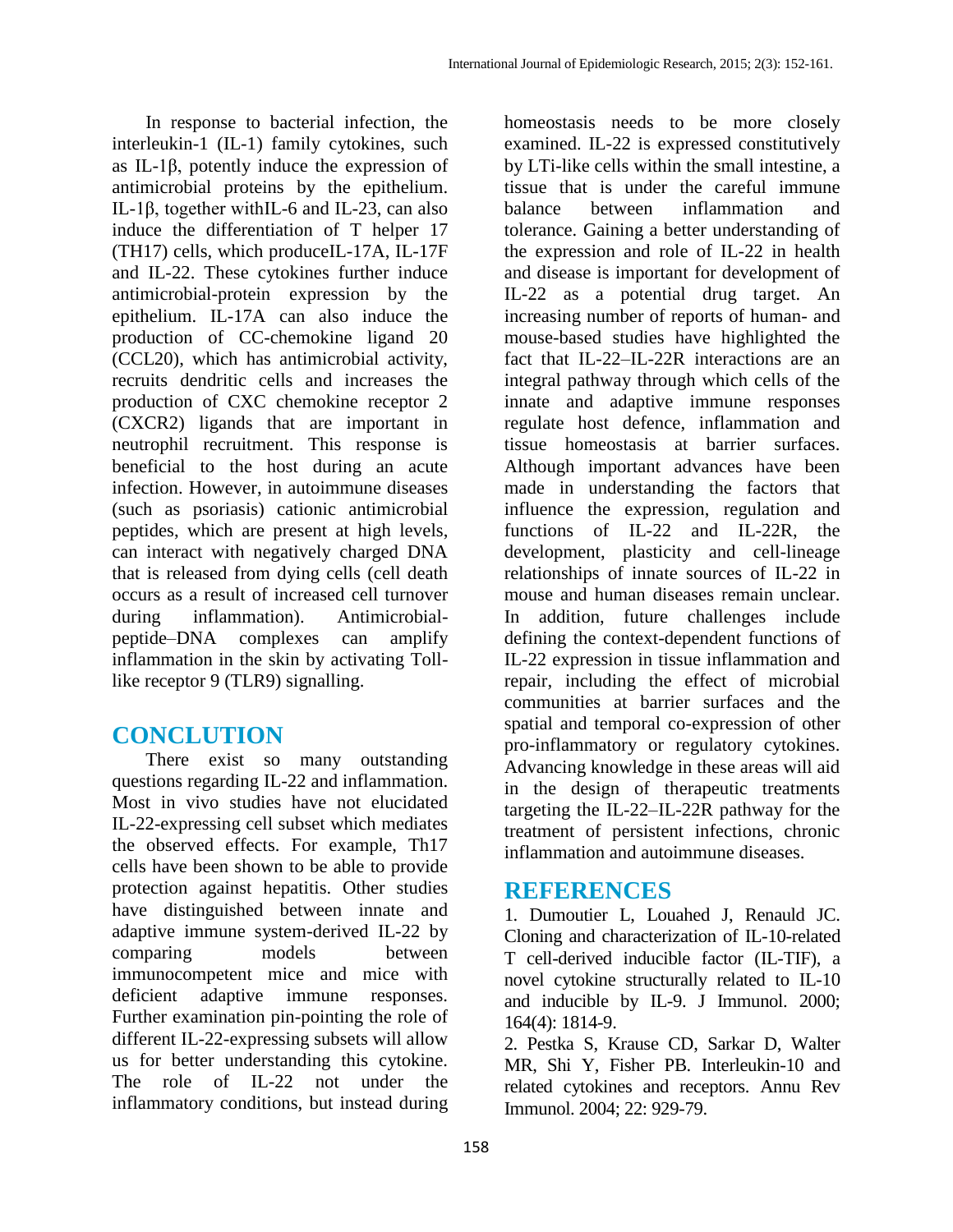In response to bacterial infection, the interleukin-1 (IL-1) family cytokines, such as IL-1β, potently induce the expression of antimicrobial proteins by the epithelium. IL-1β, together withIL-6 and IL-23, can also induce the differentiation of T helper 17 (TH17) cells, which produceIL-17A, IL-17F and IL-22. These cytokines further induce antimicrobial-protein expression by the epithelium. IL-17A can also induce the production of CC-chemokine ligand 20 (CCL20), which has antimicrobial activity, recruits dendritic cells and increases the production of CXC chemokine receptor 2 (CXCR2) ligands that are important in neutrophil recruitment. This response is beneficial to the host during an acute infection. However, in autoimmune diseases (such as psoriasis) cationic antimicrobial peptides, which are present at high levels, can interact with negatively charged DNA that is released from dying cells (cell death occurs as a result of increased cell turnover during inflammation). Antimicrobial-peptide–DNA complexes can amplify inflammation in the skin by activating Toll-like receptor 9 (TLR9) signalling.

## CONCLUTION

There exist so many outstanding questions regarding IL-22 and inflammation. Most in vivo studies have not elucidated IL-22-expressing cell subset which mediates the observed effects. For example, Th17 cells have been shown to be able to provide protection against hepatitis. Other studies have distinguished between innate and adaptive immune system-derived IL-22 by comparing models between immunocompetent mice and mice with deficient adaptive immune responses. Further examination pin-pointing the role of different IL-22-expressing subsets will allow us for better understanding this cytokine. The role of IL-22 not under the inflammatory conditions, but instead during homeostasis needs to be more closely examined. IL-22 is expressed constitutively by LTi-like cells within the small intestine, a tissue that is under the careful immune balance between inflammation and tolerance. Gaining a better understanding of the expression and role of IL-22 in health and disease is important for development of IL-22 as a potential drug target. An increasing number of reports of human- and mouse-based studies have highlighted the fact that IL-22–IL-22R interactions are an integral pathway through which cells of the innate and adaptive immune responses regulate host defence, inflammation and tissue homeostasis at barrier surfaces. Although important advances have been made in understanding the factors that influence the expression, regulation and functions of IL-22 and IL-22R, the development, plasticity and cell-lineage relationships of innate sources of IL-22 in mouse and human diseases remain unclear. In addition, future challenges include defining the context-dependent functions of IL-22 expression in tissue inflammation and repair, including the effect of microbial communities at barrier surfaces and the spatial and temporal co-expression of other pro-inflammatory or regulatory cytokines. Advancing knowledge in these areas will aid in the design of therapeutic treatments targeting the IL-22–IL-22R pathway for the treatment of persistent infections, chronic inflammation and autoimmune diseases.

## REFERENCES

1. Dumoutier L, Louahed J, Renauld JC. Cloning and characterization of IL-10-related T cell-derived inducible factor (IL-TIF), a novel cytokine structurally related to IL-10 and inducible by IL-9. J Immunol. 2000; 164(4): 1814-9.

2. Pestka S, Krause CD, Sarkar D, Walter MR, Shi Y, Fisher PB. Interleukin-10 and related cytokines and receptors. Annu Rev Immunol. 2004; 22: 929-79.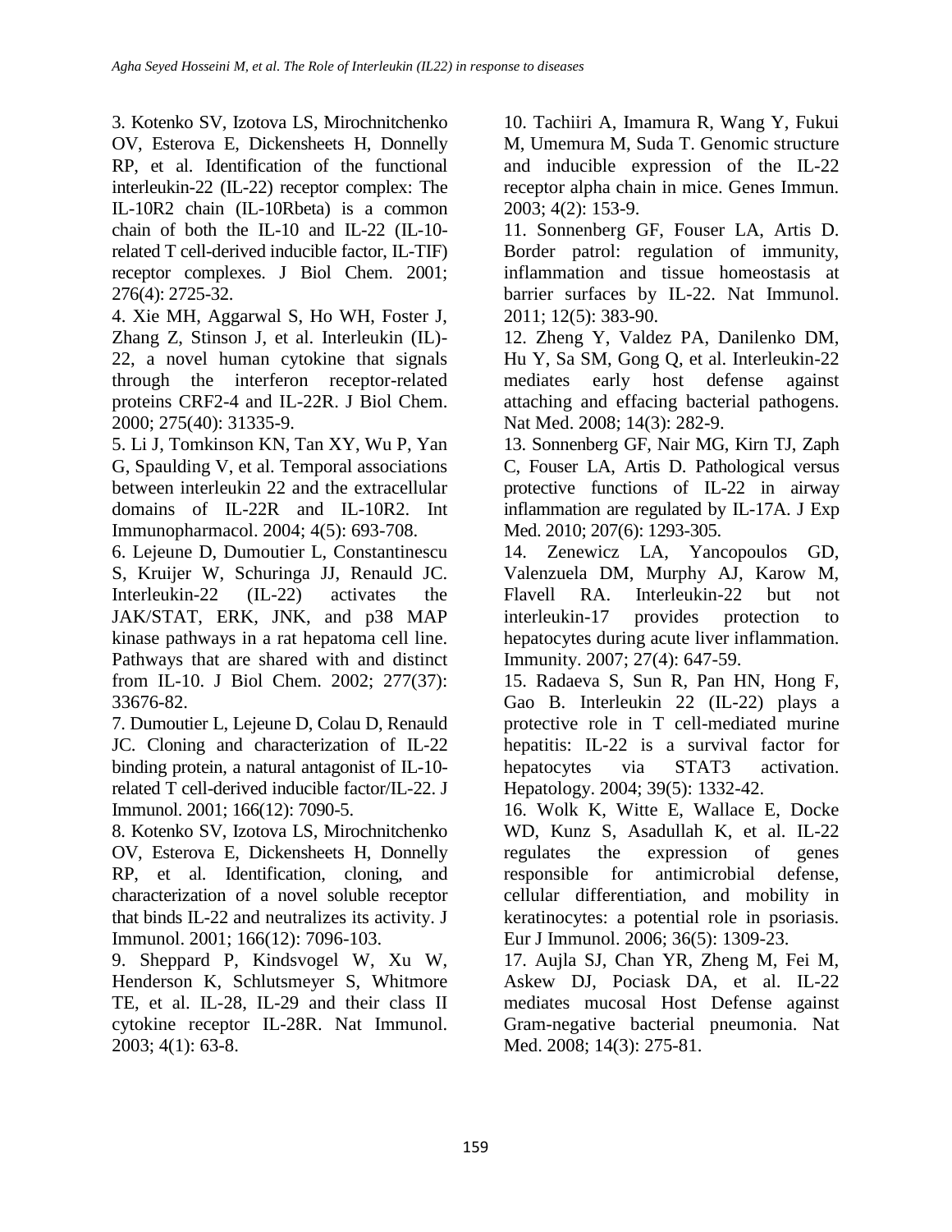3. Kotenko SV, Izotova LS, Mirochnitchenko OV, Esterova E, Dickensheets H, Donnelly RP, et al. Identification of the functional interleukin-22 (IL-22) receptor complex: The IL-10R2 chain (IL-10Rbeta) is a common chain of both the IL-10 and IL-22 (IL-10-related T cell-derived inducible factor, IL-TIF) receptor complexes. J Biol Chem. 2001; 276(4): 2725-32.

4. Xie MH, Aggarwal S, Ho WH, Foster J, Zhang Z, Stinson J, et al. Interleukin (IL)-22, a novel human cytokine that signals through the interferon receptor-related proteins CRF2-4 and IL-22R. J Biol Chem. 2000; 275(40): 31335-9.

5. Li J, Tomkinson KN, Tan XY, Wu P, Yan G, Spaulding V, et al. Temporal associations between interleukin 22 and the extracellular domains of IL-22R and IL-10R2. Int Immunopharmacol. 2004; 4(5): 693-708.

6. Lejeune D, Dumoutier L, Constantinescu S, Kruijer W, Schuringa JJ, Renauld JC. Interleukin-22 (IL-22) activates the JAK/STAT, ERK, JNK, and p38 MAP kinase pathways in a rat hepatoma cell line. Pathways that are shared with and distinct from IL-10. J Biol Chem. 2002; 277(37): 33676-82.

7. Dumoutier L, Lejeune D, Colau D, Renauld JC. Cloning and characterization of IL-22 binding protein, a natural antagonist of IL-10-related T cell-derived inducible factor/IL-22. J Immunol. 2001; 166(12): 7090-5.

8. Kotenko SV, Izotova LS, Mirochnitchenko OV, Esterova E, Dickensheets H, Donnelly RP, et al. Identification, cloning, and characterization of a novel soluble receptor that binds IL-22 and neutralizes its activity. J Immunol. 2001; 166(12): 7096-103.

9. Sheppard P, Kindsvogel W, Xu W, Henderson K, Schlutsmeyer S, Whitmore TE, et al. IL-28, IL-29 and their class II cytokine receptor IL-28R. Nat Immunol. 2003; 4(1): 63-8.

10. Tachiiri A, Imamura R, Wang Y, Fukui M, Umemura M, Suda T. Genomic structure and inducible expression of the IL-22 receptor alpha chain in mice. Genes Immun. 2003; 4(2): 153-9.

11. Sonnenberg GF, Fouser LA, Artis D. Border patrol: regulation of immunity, inflammation and tissue homeostasis at barrier surfaces by IL-22. Nat Immunol. 2011; 12(5): 383-90.

12. Zheng Y, Valdez PA, Danilenko DM, Hu Y, Sa SM, Gong Q, et al. Interleukin-22 mediates early host defense against attaching and effacing bacterial pathogens. Nat Med. 2008; 14(3): 282-9.

13. Sonnenberg GF, Nair MG, Kirn TJ, Zaph C, Fouser LA, Artis D. Pathological versus protective functions of IL-22 in airway inflammation are regulated by IL-17A. J Exp Med. 2010; 207(6): 1293-305.

14. Zenewicz LA, Yancopoulos GD, Valenzuela DM, Murphy AJ, Karow M, Flavell RA. Interleukin-22 but not interleukin-17 provides protection to hepatocytes during acute liver inflammation. Immunity. 2007; 27(4): 647-59.

15. Radaeva S, Sun R, Pan HN, Hong F, Gao B. Interleukin 22 (IL-22) plays a protective role in T cell-mediated murine hepatitis: IL-22 is a survival factor for hepatocytes via STAT3 activation. Hepatology. 2004; 39(5): 1332-42.

16. Wolk K, Witte E, Wallace E, Docke WD, Kunz S, Asadullah K, et al. IL-22 regulates the expression of genes responsible for antimicrobial defense, cellular differentiation, and mobility in keratinocytes: a potential role in psoriasis. Eur J Immunol. 2006; 36(5): 1309-23.

17. Aujla SJ, Chan YR, Zheng M, Fei M, Askew DJ, Pociask DA, et al. IL-22 mediates mucosal Host Defense against Gram-negative bacterial pneumonia. Nat Med. 2008; 14(3): 275-81.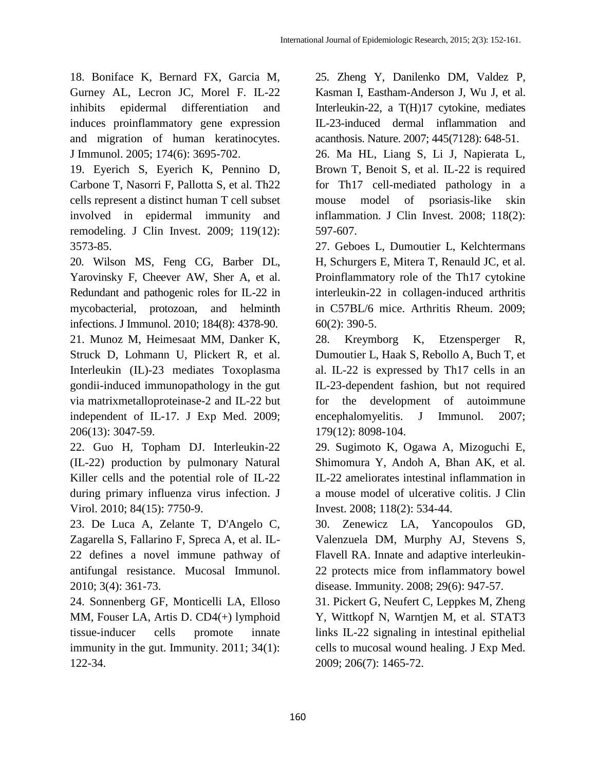18. Boniface K, Bernard FX, Garcia M, Gurney AL, Lecron JC, Morel F. IL-22 inhibits epidermal differentiation and induces proinflammatory gene expression and migration of human keratinocytes. J Immunol. 2005; 174(6): 3695-702.

19. Eyerich S, Eyerich K, Pennino D, Carbone T, Nasorri F, Pallotta S, et al. Th22 cells represent a distinct human T cell subset involved in epidermal immunity and remodeling. J Clin Invest. 2009; 119(12): 3573-85.

20. Wilson MS, Feng CG, Barber DL, Yarovinsky F, Cheever AW, Sher A, et al. Redundant and pathogenic roles for IL-22 in mycobacterial, protozoan, and helminth infections. J Immunol. 2010; 184(8): 4378-90.

21. Munoz M, Heimesaat MM, Danker K, Struck D, Lohmann U, Plickert R, et al. Interleukin (IL)-23 mediates Toxoplasma gondii-induced immunopathology in the gut via matrixmetalloproteinase-2 and IL-22 but independent of IL-17. J Exp Med. 2009; 206(13): 3047-59.

22. Guo H, Topham DJ. Interleukin-22 (IL-22) production by pulmonary Natural Killer cells and the potential role of IL-22 during primary influenza virus infection. J Virol. 2010; 84(15): 7750-9.

23. De Luca A, Zelante T, D'Angelo C, Zagarella S, Fallarino F, Spreca A, et al. IL-22 defines a novel immune pathway of antifungal resistance. Mucosal Immunol. 2010; 3(4): 361-73.

24. Sonnenberg GF, Monticelli LA, Elloso MM, Fouser LA, Artis D. CD4(+) lymphoid tissue-inducer cells promote innate immunity in the gut. Immunity. 2011; 34(1): 122-34.

25. Zheng Y, Danilenko DM, Valdez P, Kasman I, Eastham-Anderson J, Wu J, et al. Interleukin-22, a T(H)17 cytokine, mediates IL-23-induced dermal inflammation and acanthosis. Nature. 2007; 445(7128): 648-51.

26. Ma HL, Liang S, Li J, Napierata L, Brown T, Benoit S, et al. IL-22 is required for Th17 cell-mediated pathology in a mouse model of psoriasis-like skin inflammation. J Clin Invest. 2008; 118(2): 597-607.

27. Geboes L, Dumoutier L, Kelchtermans H, Schurgers E, Mitera T, Renauld JC, et al. Proinflammatory role of the Th17 cytokine interleukin-22 in collagen-induced arthritis in C57BL/6 mice. Arthritis Rheum. 2009; 60(2): 390-5.

28. Kreymborg K, Etzensperger R, Dumoutier L, Haak S, Rebollo A, Buch T, et al. IL-22 is expressed by Th17 cells in an IL-23-dependent fashion, but not required for the development of autoimmune encephalomyelitis. J Immunol. 2007; 179(12): 8098-104.

29. Sugimoto K, Ogawa A, Mizoguchi E, Shimomura Y, Andoh A, Bhan AK, et al. IL-22 ameliorates intestinal inflammation in a mouse model of ulcerative colitis. J Clin Invest. 2008; 118(2): 534-44.

30. Zenewicz LA, Yancopoulos GD, Valenzuela DM, Murphy AJ, Stevens S, Flavell RA. Innate and adaptive interleukin-22 protects mice from inflammatory bowel disease. Immunity. 2008; 29(6): 947-57.

31. Pickert G, Neufert C, Leppkes M, Zheng Y, Wittkopf N, Warntjen M, et al. STAT3 links IL-22 signaling in intestinal epithelial cells to mucosal wound healing. J Exp Med. 2009; 206(7): 1465-72.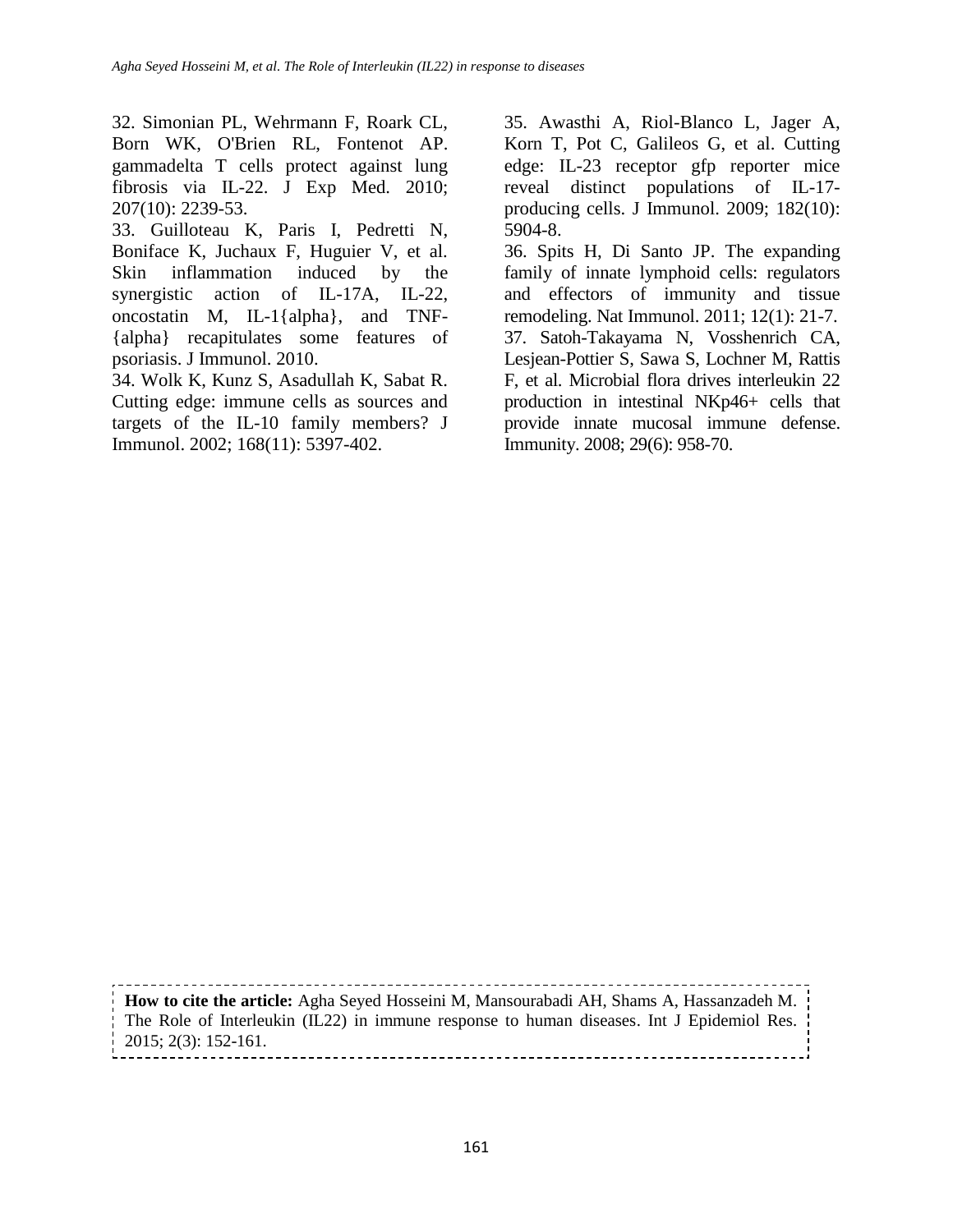32. Simonian PL, Wehrmann F, Roark CL, Born WK, O'Brien RL, Fontenot AP. gammadelta T cells protect against lung fibrosis via IL-22. J Exp Med. 2010; 207(10): 2239-53.

33. Guilloteau K, Paris I, Pedretti N, Boniface K, Juchaux F, Huguier V, et al. Skin inflammation induced by the synergistic action of IL-17A, IL-22, oncostatin M, IL-1{alpha}, and TNF-{alpha} recapitulates some features of psoriasis. J Immunol. 2010.

34. Wolk K, Kunz S, Asadullah K, Sabat R. Cutting edge: immune cells as sources and targets of the IL-10 family members? J Immunol. 2002; 168(11): 5397-402.

35. Awasthi A, Riol-Blanco L, Jager A, Korn T, Pot C, Galileos G, et al. Cutting edge: IL-23 receptor gfp reporter mice reveal distinct populations of IL-17-producing cells. J Immunol. 2009; 182(10): 5904-8.

36. Spits H, Di Santo JP. The expanding family of innate lymphoid cells: regulators and effectors of immunity and tissue remodeling. Nat Immunol. 2011; 12(1): 21-7.

37. Satoh-Takayama N, Vosshenrich CA, Lesjean-Pottier S, Sawa S, Lochner M, Rattis F, et al. Microbial flora drives interleukin 22 production in intestinal NKp46+ cells that provide innate mucosal immune defense. Immunity. 2008; 29(6): 958-70.

**How to cite the article:** Agha Seyed Hosseini M, Mansourabadi AH, Shams A, Hassanzadeh M. The Role of Interleukin (IL22) in immune response to human diseases. Int J Epidemiol Res. 2015; 2(3): 152-161.